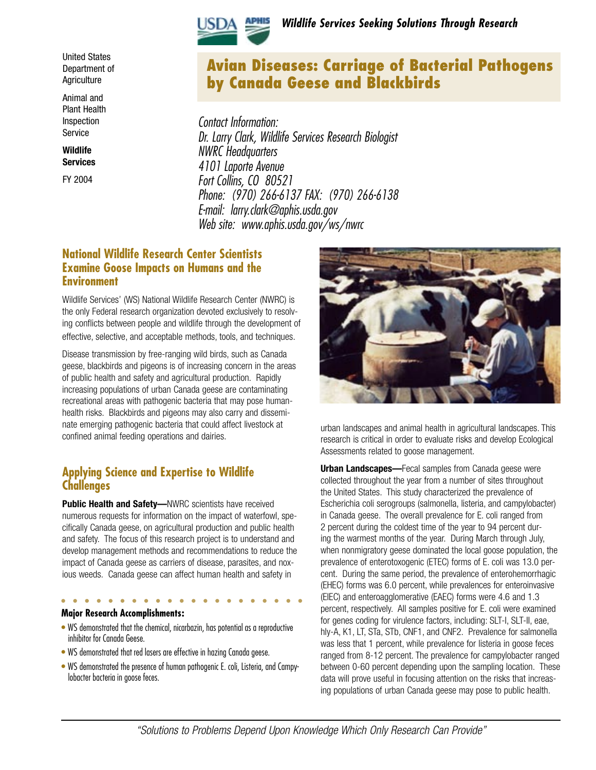USDA APHIS

*Wildlife Services Seeking Solutions Through Research*

United States Department of Agriculture

Animal and Plant Health Inspection Service

**Wildlife Services**

FY 2004

# Avian Diseases: Carriage of Bacterial Pathogens by Canada Geese and Blackbirds

*Contact Information:*
*Dr. Larry Clark, Wildlife Services Research Biologist*
*NWRC Headquarters*
*4101 Laporte Avenue*
*Fort Collins, CO 80521*
*Phone: (970) 266-6137 FAX: (970) 266-6138*
*E-mail: larry.clark@aphis.usda.gov*
*Web site: www.aphis.usda.gov/ws/nwrc*

## National Wildlife Research Center Scientists Examine Goose Impacts on Humans and the Environment

Wildlife Services' (WS) National Wildlife Research Center (NWRC) is the only Federal research organization devoted exclusively to resolving conflicts between people and wildlife through the development of effective, selective, and acceptable methods, tools, and techniques.

Disease transmission by free-ranging wild birds, such as Canada geese, blackbirds and pigeons is of increasing concern in the areas of public health and safety and agricultural production. Rapidly increasing populations of urban Canada geese are contaminating recreational areas with pathogenic bacteria that may pose human-health risks. Blackbirds and pigeons may also carry and disseminate emerging pathogenic bacteria that could affect livestock at confined animal feeding operations and dairies.

## Applying Science and Expertise to Wildlife Challenges

**Public Health and Safety—**NWRC scientists have received numerous requests for information on the impact of waterfowl, specifically Canada geese, on agricultural production and public health and safety. The focus of this research project is to understand and develop management methods and recommendations to reduce the impact of Canada geese as carriers of disease, parasites, and noxious weeds. Canada geese can affect human health and safety in urban landscapes and animal health in agricultural landscapes. This research is critical in order to evaluate risks and develop Ecological Assessments related to goose management.

**Urban Landscapes—**Fecal samples from Canada geese were collected throughout the year from a number of sites throughout the United States. This study characterized the prevalence of Escherichia coli serogroups (salmonella, listeria, and campylobacter) in Canada geese. The overall prevalence for E. coli ranged from 2 percent during the coldest time of the year to 94 percent during the warmest months of the year. During March through July, when nonmigratory geese dominated the local goose population, the prevalence of enterotoxogenic (ETEC) forms of E. coli was 13.0 percent. During the same period, the prevalence of enterohemorrhagic (EHEC) forms was 6.0 percent, while prevalences for enteroinvasive (EIEC) and enteroagglomerative (EAEC) forms were 4.6 and 1.3 percent, respectively. All samples positive for E. coli were examined for genes coding for virulence factors, including: SLT-I, SLT-II, eae, hly-A, K1, LT, STa, STb, CNF1, and CNF2. Prevalence for salmonella was less that 1 percent, while prevalence for listeria in goose feces ranged from 8-12 percent. The prevalence for campylobacter ranged between 0-60 percent depending upon the sampling location. These data will prove useful in focusing attention on the risks that increasing populations of urban Canada geese may pose to public health.

### Major Research Accomplishments:

- WS demonstrated that the chemical, nicarbazin, has potential as a reproductive inhibitor for Canada Geese.
- WS demonstrated that red lasers are effective in hazing Canada geese.
- WS demonstrated the presence of human pathogenic E. coli, Listeria, and Campylobacter bacteria in goose feces.

*"Solutions to Problems Depend Upon Knowledge Which Only Research Can Provide"*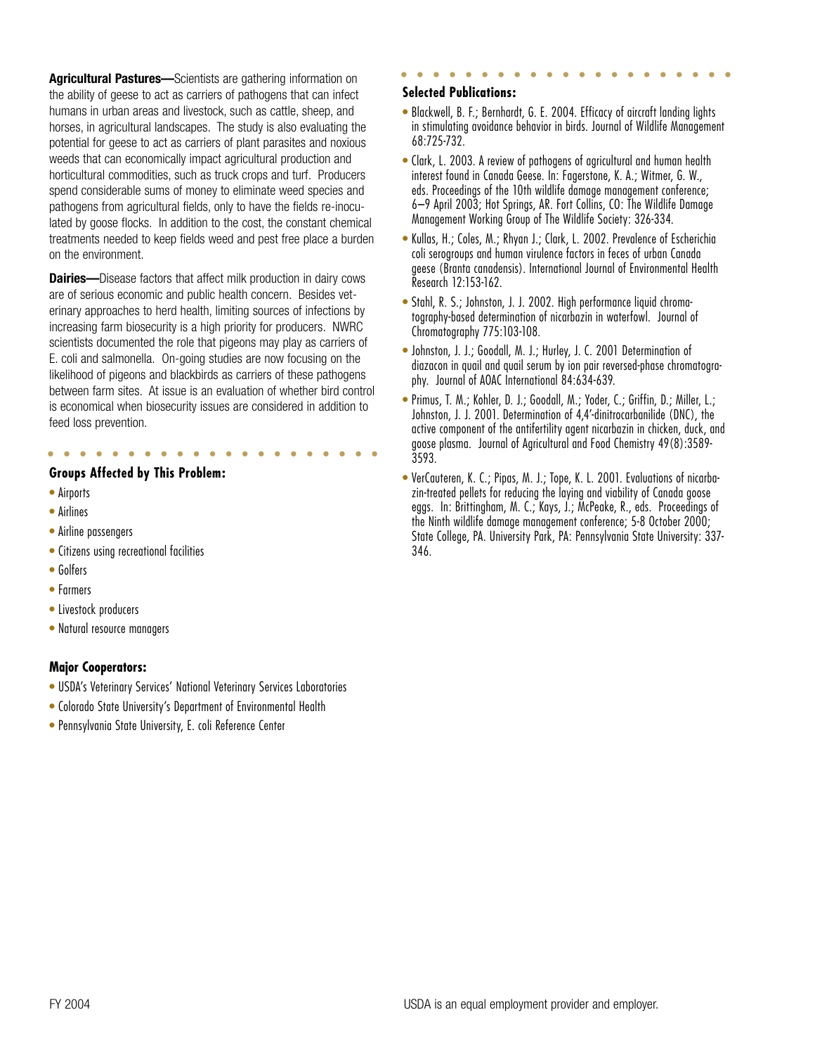**Agricultural Pastures—**Scientists are gathering information on the ability of geese to act as carriers of pathogens that can infect humans in urban areas and livestock, such as cattle, sheep, and horses, in agricultural landscapes. The study is also evaluating the potential for geese to act as carriers of plant parasites and noxious weeds that can economically impact agricultural production and horticultural commodities, such as truck crops and turf. Producers spend considerable sums of money to eliminate weed species and pathogens from agricultural fields, only to have the fields re-inoculated by goose flocks. In addition to the cost, the constant chemical treatments needed to keep fields weed and pest free place a burden on the environment.

**Dairies—**Disease factors that affect milk production in dairy cows are of serious economic and public health concern. Besides veterinary approaches to herd health, limiting sources of infections by increasing farm biosecurity is a high priority for producers. NWRC scientists documented the role that pigeons may play as carriers of E. coli and salmonella. On-going studies are now focusing on the likelihood of pigeons and blackbirds as carriers of these pathogens between farm sites. At issue is an evaluation of whether bird control is economical when biosecurity issues are considered in addition to feed loss prevention.

### Groups Affected by This Problem:

- Airports
- Airlines
- Airline passengers
- Citizens using recreational facilities
- Golfers
- Farmers
- Livestock producers
- Natural resource managers

### Major Cooperators:

- USDA's Veterinary Services' National Veterinary Services Laboratories
- Colorado State University's Department of Environmental Health
- Pennsylvania State University, E. coli Reference Center

### Selected Publications:

- Blackwell, B. F.; Bernhardt, G. E. 2004. Efficacy of aircraft landing lights in stimulating avoidance behavior in birds. Journal of Wildlife Management 68:725-732.
- Clark, L. 2003. A review of pathogens of agricultural and human health interest found in Canada Geese. In: Fagerstone, K. A.; Witmer, G. W., eds. Proceedings of the 10th wildlife damage management conference; 6–9 April 2003; Hot Springs, AR. Fort Collins, CO: The Wildlife Damage Management Working Group of The Wildlife Society: 326-334.
- Kullas, H.; Coles, M.; Rhyan J.; Clark, L. 2002. Prevalence of Escherichia coli serogroups and human virulence factors in feces of urban Canada geese (Branta canadensis). International Journal of Environmental Health Research 12:153-162.
- Stahl, R. S.; Johnston, J. J. 2002. High performance liquid chromatography-based determination of nicarbazin in waterfowl. Journal of Chromatography 775:103-108.
- Johnston, J. J.; Goodall, M. J.; Hurley, J. C. 2001 Determination of diazacon in quail and quail serum by ion pair reversed-phase chromatography. Journal of AOAC International 84:634-639.
- Primus, T. M.; Kohler, D. J.; Goodall, M.; Yoder, C.; Griffin, D.; Miller, L.; Johnston, J. J. 2001. Determination of 4,4'-dinitrocarbanilide (DNC), the active component of the antifertility agent nicarbazin in chicken, duck, and goose plasma. Journal of Agricultural and Food Chemistry 49(8):3589-3593.
- VerCauteren, K. C.; Pipas, M. J.; Tope, K. L. 2001. Evaluations of nicarbazin-treated pellets for reducing the laying and viability of Canada goose eggs. In: Brittingham, M. C.; Kays, J.; McPeake, R., eds. Proceedings of the Ninth wildlife damage management conference; 5-8 October 2000; State College, PA. University Park, PA: Pennsylvania State University: 337-346.

FY 2004

USDA is an equal employment provider and employer.